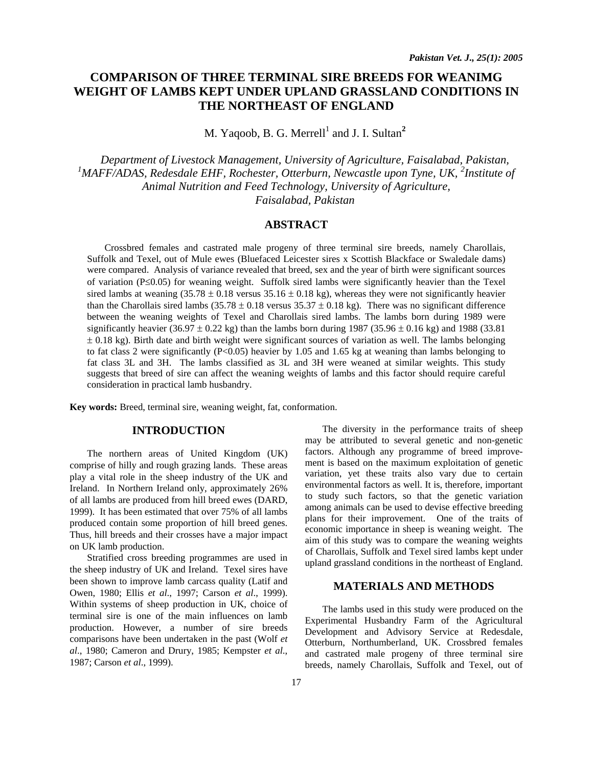# COMPARISON OF THREE TERMINAL SIRE BREEDS FOR WEANIMG WEIGHT OF LAMBS KEPT UNDER UPLAND GRASSLAND CONDITIONS IN THE NORTHEAST OF ENGLAND

M. Yaqoob, B. G. Merrell[1] and J. I. Sultan[2]

*Department of Livestock Management, University of Agriculture, Faisalabad, Pakistan, [1]MAFF/ADAS, Redesdale EHF, Rochester, Otterburn, Newcastle upon Tyne, UK, [2]Institute of Animal Nutrition and Feed Technology, University of Agriculture, Faisalabad, Pakistan*

## ABSTRACT

Crossbred females and castrated male progeny of three terminal sire breeds, namely Charollais, Suffolk and Texel, out of Mule ewes (Bluefaced Leicester sires x Scottish Blackface or Swaledale dams) were compared. Analysis of variance revealed that breed, sex and the year of birth were significant sources of variation ($P \leq 0.05$) for weaning weight. Suffolk sired lambs were significantly heavier than the Texel sired lambs at weaning ($35.78 \pm 0.18$ versus $35.16 \pm 0.18$ kg), whereas they were not significantly heavier than the Charollais sired lambs ($35.78 \pm 0.18$ versus $35.37 \pm 0.18$ kg). There was no significant difference between the weaning weights of Texel and Charollais sired lambs. The lambs born during 1989 were significantly heavier ($36.97 \pm 0.22$ kg) than the lambs born during 1987 ($35.96 \pm 0.16$ kg) and 1988 ($33.81 \pm 0.18$ kg). Birth date and birth weight were significant sources of variation as well. The lambs belonging to fat class 2 were significantly ($P<0.05$) heavier by 1.05 and 1.65 kg at weaning than lambs belonging to fat class 3L and 3H. The lambs classified as 3L and 3H were weaned at similar weights. This study suggests that breed of sire can affect the weaning weights of lambs and this factor should require careful consideration in practical lamb husbandry.

**Key words:** Breed, terminal sire, weaning weight, fat, conformation.

## INTRODUCTION

The northern areas of United Kingdom (UK) comprise of hilly and rough grazing lands. These areas play a vital role in the sheep industry of the UK and Ireland. In Northern Ireland only, approximately 26% of all lambs are produced from hill breed ewes (DARD, 1999). It has been estimated that over 75% of all lambs produced contain some proportion of hill breed genes. Thus, hill breeds and their crosses have a major impact on UK lamb production.

Stratified cross breeding programmes are used in the sheep industry of UK and Ireland. Texel sires have been shown to improve lamb carcass quality (Latif and Owen, 1980; Ellis *et al*., 1997; Carson *et al*., 1999). Within systems of sheep production in UK, choice of terminal sire is one of the main influences on lamb production. However, a number of sire breeds comparisons have been undertaken in the past (Wolf *et al*., 1980; Cameron and Drury, 1985; Kempster *et al*., 1987; Carson *et al*., 1999).

The diversity in the performance traits of sheep may be attributed to several genetic and non-genetic factors. Although any programme of breed improvement is based on the maximum exploitation of genetic variation, yet these traits also vary due to certain environmental factors as well. It is, therefore, important to study such factors, so that the genetic variation among animals can be used to devise effective breeding plans for their improvement. One of the traits of economic importance in sheep is weaning weight. The aim of this study was to compare the weaning weights of Charollais, Suffolk and Texel sired lambs kept under upland grassland conditions in the northeast of England.

## MATERIALS AND METHODS

The lambs used in this study were produced on the Experimental Husbandry Farm of the Agricultural Development and Advisory Service at Redesdale, Otterburn, Northumberland, UK. Crossbred females and castrated male progeny of three terminal sire breeds, namely Charollais, Suffolk and Texel, out of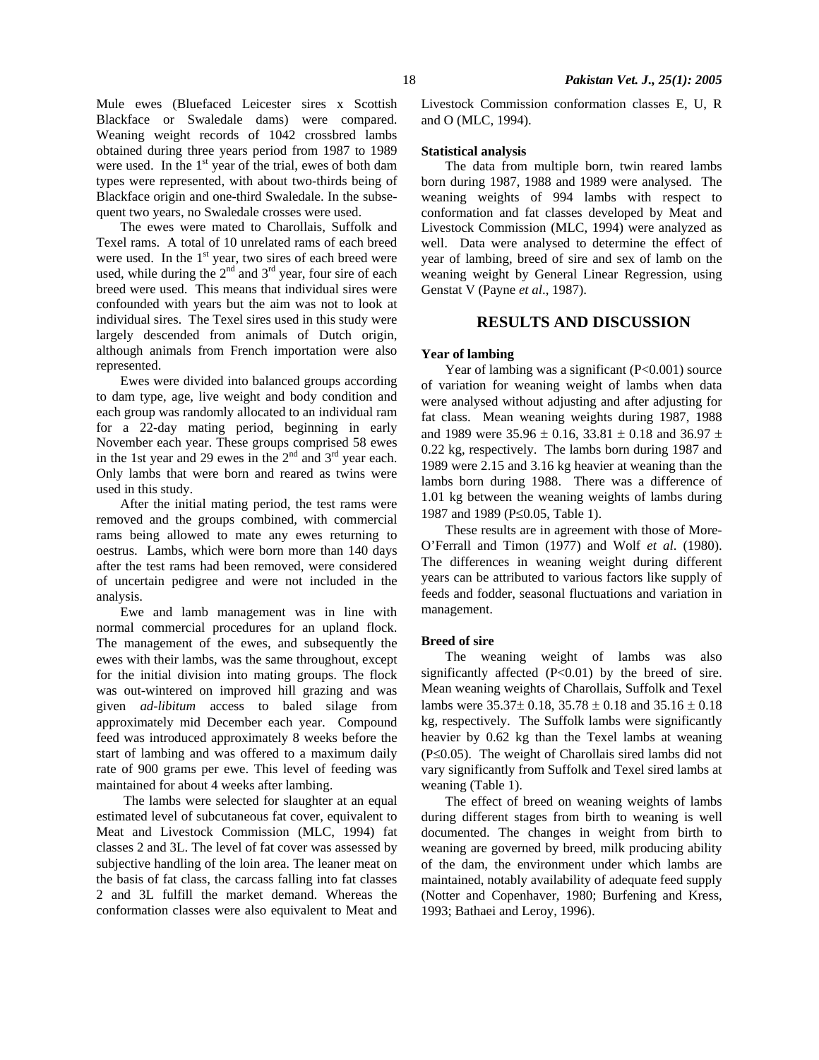Mule ewes (Bluefaced Leicester sires x Scottish Blackface or Swaledale dams) were compared. Weaning weight records of 1042 crossbred lambs obtained during three years period from 1987 to 1989 were used. In the 1st year of the trial, ewes of both dam types were represented, with about two-thirds being of Blackface origin and one-third Swaledale. In the subsequent two years, no Swaledale crosses were used.

The ewes were mated to Charollais, Suffolk and Texel rams. A total of 10 unrelated rams of each breed were used. In the 1st year, two sires of each breed were used, while during the 2nd and 3rd year, four sire of each breed were used. This means that individual sires were confounded with years but the aim was not to look at individual sires. The Texel sires used in this study were largely descended from animals of Dutch origin, although animals from French importation were also represented.

Ewes were divided into balanced groups according to dam type, age, live weight and body condition and each group was randomly allocated to an individual ram for a 22-day mating period, beginning in early November each year. These groups comprised 58 ewes in the 1st year and 29 ewes in the 2nd and 3rd year each. Only lambs that were born and reared as twins were used in this study.

After the initial mating period, the test rams were removed and the groups combined, with commercial rams being allowed to mate any ewes returning to oestrus. Lambs, which were born more than 140 days after the test rams had been removed, were considered of uncertain pedigree and were not included in the analysis.

Ewe and lamb management was in line with normal commercial procedures for an upland flock. The management of the ewes, and subsequently the ewes with their lambs, was the same throughout, except for the initial division into mating groups. The flock was out-wintered on improved hill grazing and was given *ad-libitum* access to baled silage from approximately mid December each year. Compound feed was introduced approximately 8 weeks before the start of lambing and was offered to a maximum daily rate of 900 grams per ewe. This level of feeding was maintained for about 4 weeks after lambing.

The lambs were selected for slaughter at an equal estimated level of subcutaneous fat cover, equivalent to Meat and Livestock Commission (MLC, 1994) fat classes 2 and 3L. The level of fat cover was assessed by subjective handling of the loin area. The leaner meat on the basis of fat class, the carcass falling into fat classes 2 and 3L fulfill the market demand. Whereas the conformation classes were also equivalent to Meat and Livestock Commission conformation classes E, U, R and O (MLC, 1994).

### Statistical analysis

The data from multiple born, twin reared lambs born during 1987, 1988 and 1989 were analysed. The weaning weights of 994 lambs with respect to conformation and fat classes developed by Meat and Livestock Commission (MLC, 1994) were analyzed as well. Data were analysed to determine the effect of year of lambing, breed of sire and sex of lamb on the weaning weight by General Linear Regression, using Genstat V (Payne *et al*., 1987).

## RESULTS AND DISCUSSION

### Year of lambing

Year of lambing was a significant ($P<0.001$) source of variation for weaning weight of lambs when data were analysed without adjusting and after adjusting for fat class. Mean weaning weights during 1987, 1988 and 1989 were $35.96 \pm 0.16$, $33.81 \pm 0.18$ and $36.97 \pm 0.22$ kg, respectively. The lambs born during 1987 and 1989 were 2.15 and 3.16 kg heavier at weaning than the lambs born during 1988. There was a difference of 1.01 kg between the weaning weights of lambs during 1987 and 1989 ($P\leq 0.05$, Table 1).

These results are in agreement with those of More-O'Ferrall and Timon (1977) and Wolf *et al*. (1980). The differences in weaning weight during different years can be attributed to various factors like supply of feeds and fodder, seasonal fluctuations and variation in management.

### Breed of sire

The weaning weight of lambs was also significantly affected ($P<0.01$) by the breed of sire. Mean weaning weights of Charollais, Suffolk and Texel lambs were $35.37\pm 0.18$, $35.78 \pm 0.18$ and $35.16 \pm 0.18$ kg, respectively. The Suffolk lambs were significantly heavier by 0.62 kg than the Texel lambs at weaning ($P\leq 0.05$). The weight of Charollais sired lambs did not vary significantly from Suffolk and Texel sired lambs at weaning (Table 1).

The effect of breed on weaning weights of lambs during different stages from birth to weaning is well documented. The changes in weight from birth to weaning are governed by breed, milk producing ability of the dam, the environment under which lambs are maintained, notably availability of adequate feed supply (Notter and Copenhaver, 1980; Burfening and Kress, 1993; Bathaei and Leroy, 1996).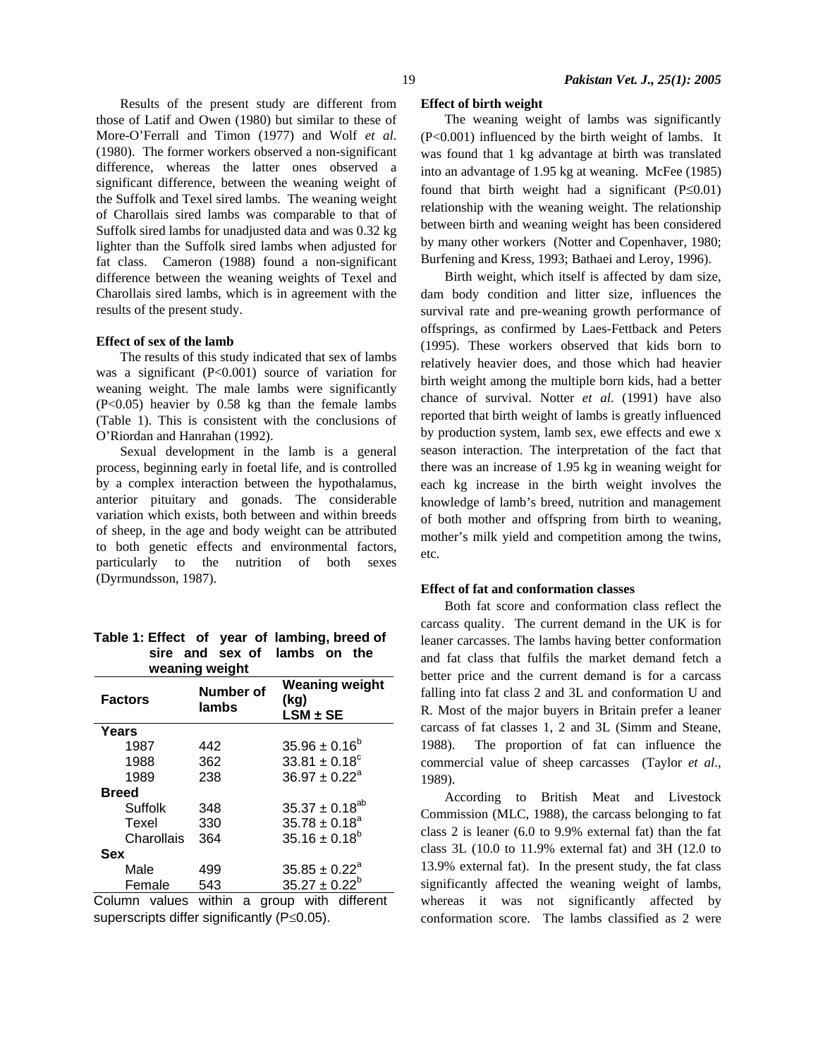Results of the present study are different from those of Latif and Owen (1980) but similar to these of More-O'Ferrall and Timon (1977) and Wolf *et al.* (1980). The former workers observed a non-significant difference, whereas the latter ones observed a significant difference, between the weaning weight of the Suffolk and Texel sired lambs. The weaning weight of Charollais sired lambs was comparable to that of Suffolk sired lambs for unadjusted data and was 0.32 kg lighter than the Suffolk sired lambs when adjusted for fat class. Cameron (1988) found a non-significant difference between the weaning weights of Texel and Charollais sired lambs, which is in agreement with the results of the present study.

**Effect of sex of the lamb**

The results of this study indicated that sex of lambs was a significant ($P<0.001$) source of variation for weaning weight. The male lambs were significantly ($P<0.05$) heavier by 0.58 kg than the female lambs (Table 1). This is consistent with the conclusions of O'Riordan and Hanrahan (1992).

Sexual development in the lamb is a general process, beginning early in foetal life, and is controlled by a complex interaction between the hypothalamus, anterior pituitary and gonads. The considerable variation which exists, both between and within breeds of sheep, in the age and body weight can be attributed to both genetic effects and environmental factors, particularly to the nutrition of both sexes (Dyrmundsson, 1987).

**Table 1: Effect of year of lambing, breed of sire and sex of lambs on the weaning weight**

| Factors | Number of lambs | Weaning weight (kg) LSM ± SE |
|---|---|---|
| **Years** | | |
| 1987 | 442 | $35.96 \pm 0.16^{b}$ |
| 1988 | 362 | $33.81 \pm 0.18^{c}$ |
| 1989 | 238 | $36.97 \pm 0.22^{a}$ |
| **Breed** | | |
| Suffolk | 348 | $35.37 \pm 0.18^{ab}$ |
| Texel | 330 | $35.78 \pm 0.18^{a}$ |
| Charollais | 364 | $35.16 \pm 0.18^{b}$ |
| **Sex** | | |
| Male | 499 | $35.85 \pm 0.22^{a}$ |
| Female | 543 | $35.27 \pm 0.22^{b}$ |

Column values within a group with different superscripts differ significantly ($P\leq0.05$).

**Effect of birth weight**

The weaning weight of lambs was significantly ($P<0.001$) influenced by the birth weight of lambs. It was found that 1 kg advantage at birth was translated into an advantage of 1.95 kg at weaning. McFee (1985) found that birth weight had a significant ($P\leq0.01$) relationship with the weaning weight. The relationship between birth and weaning weight has been considered by many other workers (Notter and Copenhaver, 1980; Burfening and Kress, 1993; Bathaei and Leroy, 1996).

Birth weight, which itself is affected by dam size, dam body condition and litter size, influences the survival rate and pre-weaning growth performance of offsprings, as confirmed by Laes-Fettback and Peters (1995). These workers observed that kids born to relatively heavier does, and those which had heavier birth weight among the multiple born kids, had a better chance of survival. Notter *et al*. (1991) have also reported that birth weight of lambs is greatly influenced by production system, lamb sex, ewe effects and ewe x season interaction. The interpretation of the fact that there was an increase of 1.95 kg in weaning weight for each kg increase in the birth weight involves the knowledge of lamb's breed, nutrition and management of both mother and offspring from birth to weaning, mother's milk yield and competition among the twins, etc.

**Effect of fat and conformation classes**

Both fat score and conformation class reflect the carcass quality. The current demand in the UK is for leaner carcasses. The lambs having better conformation and fat class that fulfils the market demand fetch a better price and the current demand is for a carcass falling into fat class 2 and 3L and conformation U and R. Most of the major buyers in Britain prefer a leaner carcass of fat classes 1, 2 and 3L (Simm and Steane, 1988). The proportion of fat can influence the commercial value of sheep carcasses (Taylor *et al*., 1989).

According to British Meat and Livestock Commission (MLC, 1988), the carcass belonging to fat class 2 is leaner (6.0 to 9.9% external fat) than the fat class 3L (10.0 to 11.9% external fat) and 3H (12.0 to 13.9% external fat). In the present study, the fat class significantly affected the weaning weight of lambs, whereas it was not significantly affected by conformation score. The lambs classified as 2 were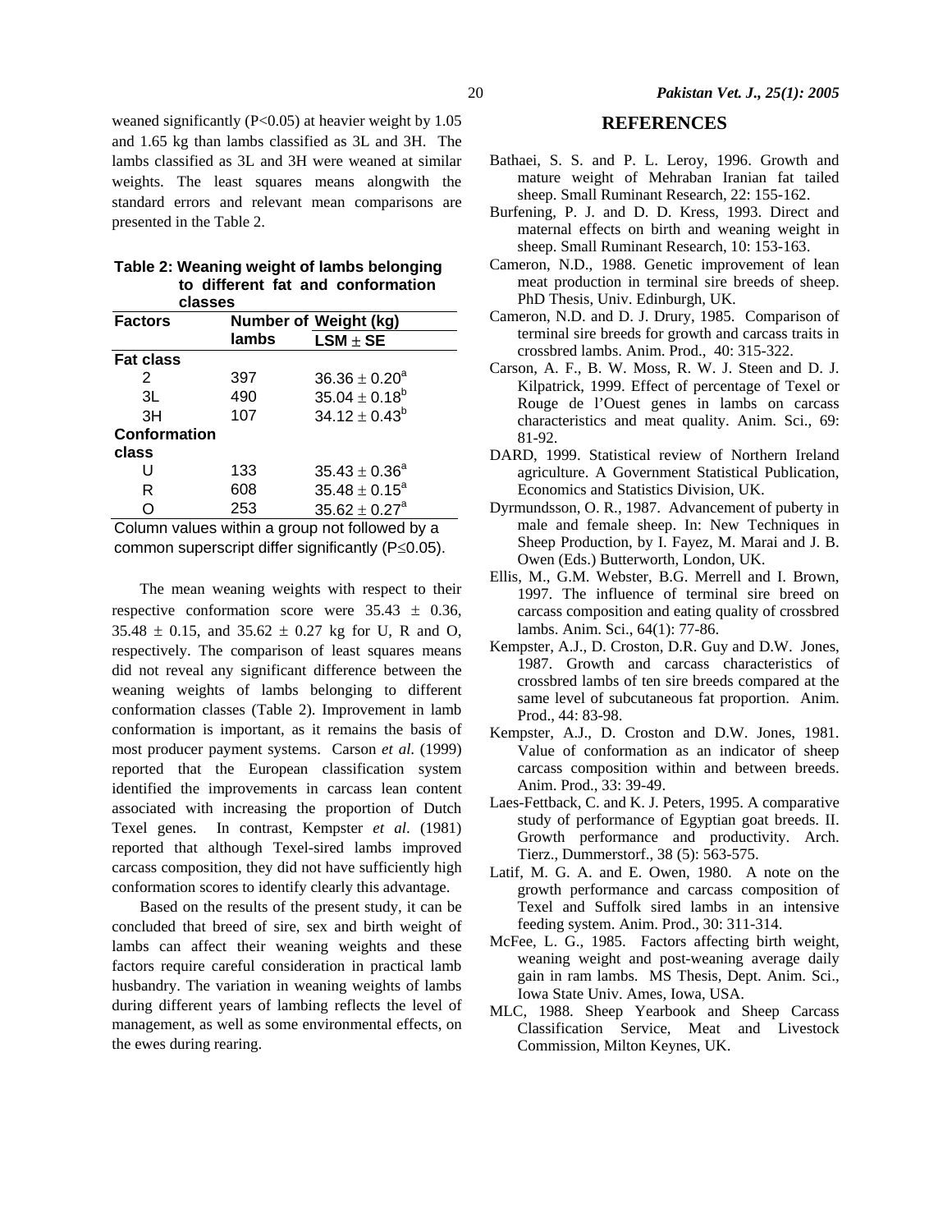weaned significantly ($P<0.05$) at heavier weight by 1.05 and 1.65 kg than lambs classified as 3L and 3H. The lambs classified as 3L and 3H were weaned at similar weights. The least squares means alongwith the standard errors and relevant mean comparisons are presented in the Table 2.

**Table 2: Weaning weight of lambs belonging to different fat and conformation classes**

| Factors | Number of lambs | Weight (kg) LSM ± SE |
|---|---|---|
| **Fat class** | | |
| 2 | 397 | $36.36 \pm 0.20^{a}$ |
| 3L | 490 | $35.04 \pm 0.18^{b}$ |
| 3H | 107 | $34.12 \pm 0.43^{b}$ |
| **Conformation class** | | |
| U | 133 | $35.43 \pm 0.36^{a}$ |
| R | 608 | $35.48 \pm 0.15^{a}$ |
| O | 253 | $35.62 \pm 0.27^{a}$ |

Column values within a group not followed by a common superscript differ significantly ($P \leq 0.05$).

The mean weaning weights with respect to their respective conformation score were 35.43 ± 0.36, 35.48 ± 0.15, and 35.62 ± 0.27 kg for U, R and O, respectively. The comparison of least squares means did not reveal any significant difference between the weaning weights of lambs belonging to different conformation classes (Table 2). Improvement in lamb conformation is important, as it remains the basis of most producer payment systems. Carson *et al*. (1999) reported that the European classification system identified the improvements in carcass lean content associated with increasing the proportion of Dutch Texel genes. In contrast, Kempster *et al*. (1981) reported that although Texel-sired lambs improved carcass composition, they did not have sufficiently high conformation scores to identify clearly this advantage.

Based on the results of the present study, it can be concluded that breed of sire, sex and birth weight of lambs can affect their weaning weights and these factors require careful consideration in practical lamb husbandry. The variation in weaning weights of lambs during different years of lambing reflects the level of management, as well as some environmental effects, on the ewes during rearing.

## REFERENCES

Bathaei, S. S. and P. L. Leroy, 1996. Growth and mature weight of Mehraban Iranian fat tailed sheep. Small Ruminant Research, 22: 155-162.

Burfening, P. J. and D. D. Kress, 1993. Direct and maternal effects on birth and weaning weight in sheep. Small Ruminant Research, 10: 153-163.

Cameron, N.D., 1988. Genetic improvement of lean meat production in terminal sire breeds of sheep. PhD Thesis, Univ. Edinburgh, UK.

Cameron, N.D. and D. J. Drury, 1985. Comparison of terminal sire breeds for growth and carcass traits in crossbred lambs. Anim. Prod., 40: 315-322.

Carson, A. F., B. W. Moss, R. W. J. Steen and D. J. Kilpatrick, 1999. Effect of percentage of Texel or Rouge de l'Ouest genes in lambs on carcass characteristics and meat quality. Anim. Sci., 69: 81-92.

DARD, 1999. Statistical review of Northern Ireland agriculture. A Government Statistical Publication, Economics and Statistics Division, UK.

Dyrmundsson, O. R., 1987. Advancement of puberty in male and female sheep. In: New Techniques in Sheep Production, by I. Fayez, M. Marai and J. B. Owen (Eds.) Butterworth, London, UK.

Ellis, M., G.M. Webster, B.G. Merrell and I. Brown, 1997. The influence of terminal sire breed on carcass composition and eating quality of crossbred lambs. Anim. Sci., 64(1): 77-86.

Kempster, A.J., D. Croston, D.R. Guy and D.W. Jones, 1987. Growth and carcass characteristics of crossbred lambs of ten sire breeds compared at the same level of subcutaneous fat proportion. Anim. Prod., 44: 83-98.

Kempster, A.J., D. Croston and D.W. Jones, 1981. Value of conformation as an indicator of sheep carcass composition within and between breeds. Anim. Prod., 33: 39-49.

Laes-Fettback, C. and K. J. Peters, 1995. A comparative study of performance of Egyptian goat breeds. II. Growth performance and productivity. Arch. Tierz., Dummerstorf., 38 (5): 563-575.

Latif, M. G. A. and E. Owen, 1980. A note on the growth performance and carcass composition of Texel and Suffolk sired lambs in an intensive feeding system. Anim. Prod., 30: 311-314.

McFee, L. G., 1985. Factors affecting birth weight, weaning weight and post-weaning average daily gain in ram lambs. MS Thesis, Dept. Anim. Sci., Iowa State Univ. Ames, Iowa, USA.

MLC, 1988. Sheep Yearbook and Sheep Carcass Classification Service, Meat and Livestock Commission, Milton Keynes, UK.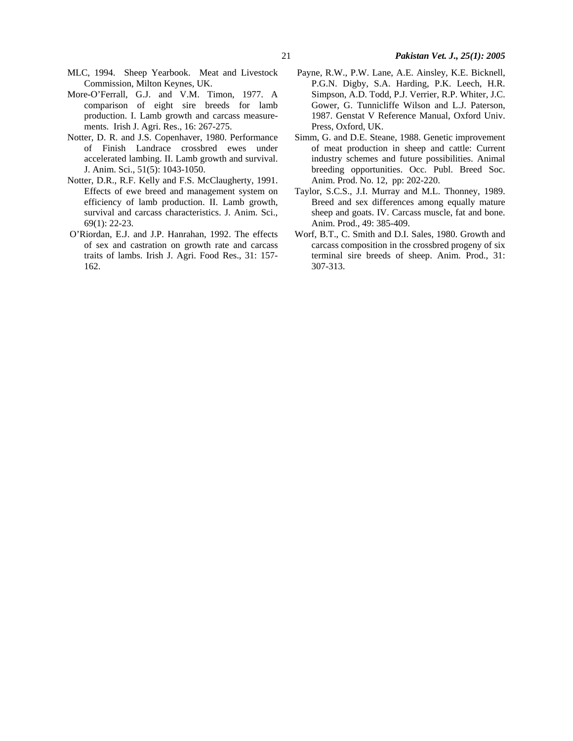MLC, 1994. Sheep Yearbook. Meat and Livestock Commission, Milton Keynes, UK.

More-O'Ferrall, G.J. and V.M. Timon, 1977. A comparison of eight sire breeds for lamb production. I. Lamb growth and carcass measurements. Irish J. Agri. Res., 16: 267-275.

Notter, D. R. and J.S. Copenhaver, 1980. Performance of Finish Landrace crossbred ewes under accelerated lambing. II. Lamb growth and survival. J. Anim. Sci., 51(5): 1043-1050.

Notter, D.R., R.F. Kelly and F.S. McClaugherty, 1991. Effects of ewe breed and management system on efficiency of lamb production. II. Lamb growth, survival and carcass characteristics. J. Anim. Sci., 69(1): 22-23.

O'Riordan, E.J. and J.P. Hanrahan, 1992. The effects of sex and castration on growth rate and carcass traits of lambs. Irish J. Agri. Food Res., 31: 157-162.

Payne, R.W., P.W. Lane, A.E. Ainsley, K.E. Bicknell, P.G.N. Digby, S.A. Harding, P.K. Leech, H.R. Simpson, A.D. Todd, P.J. Verrier, R.P. Whiter, J.C. Gower, G. Tunnicliffe Wilson and L.J. Paterson, 1987. Genstat V Reference Manual, Oxford Univ. Press, Oxford, UK.

Simm, G. and D.E. Steane, 1988. Genetic improvement of meat production in sheep and cattle: Current industry schemes and future possibilities. Animal breeding opportunities. Occ. Publ. Breed Soc. Anim. Prod. No. 12, pp: 202-220.

Taylor, S.C.S., J.I. Murray and M.L. Thonney, 1989. Breed and sex differences among equally mature sheep and goats. IV. Carcass muscle, fat and bone. Anim. Prod., 49: 385-409.

Worf, B.T., C. Smith and D.I. Sales, 1980. Growth and carcass composition in the crossbred progeny of six terminal sire breeds of sheep. Anim. Prod., 31: 307-313.